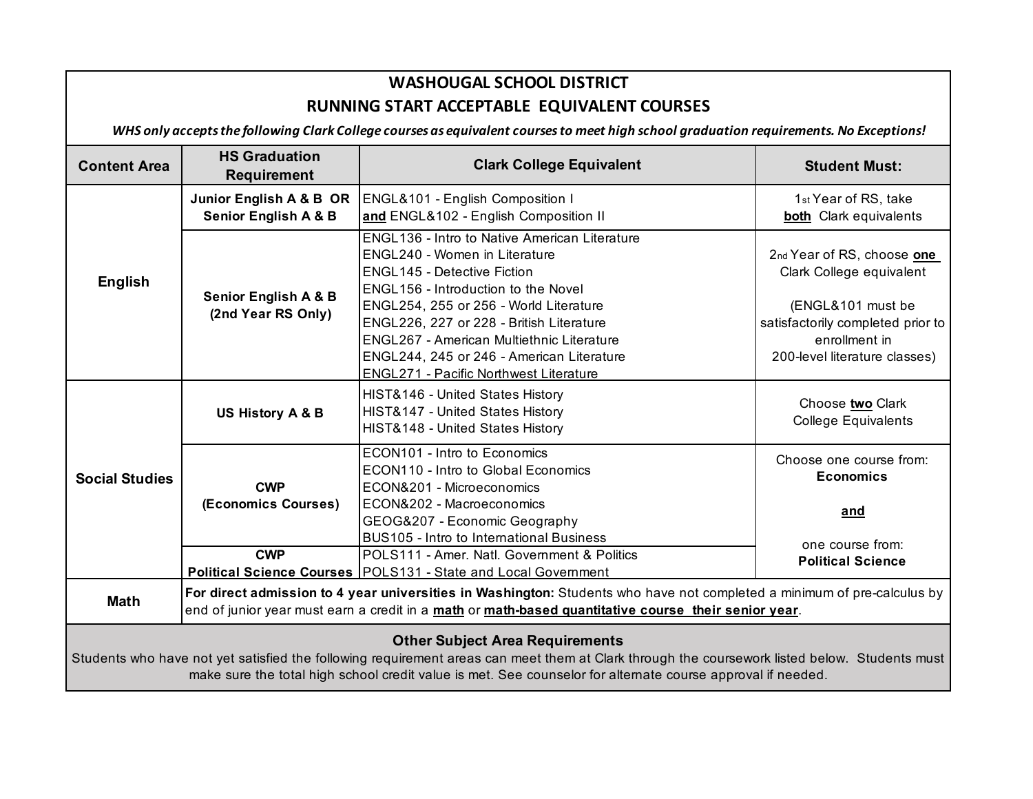# WASHOUGAL SCHOOL DISTRICT

## RUNNING START ACCEPTABLE EQUIVALENT COURSES

***WHS only accepts the following Clark College courses as equivalent courses to meet high school graduation requirements. No Exceptions!***

| Content Area | HS Graduation Requirement | Clark College Equivalent | Student Must: |
|---|---|---|---|
| **English** | **Junior English A & B OR Senior English A & B** | ENGL&101 - English Composition I<br>**and** ENGL&102 - English Composition II | 1st Year of RS, take **both** Clark equivalents |
| | **Senior English A & B (2nd Year RS Only)** | ENGL136 - Intro to Native American Literature<br>ENGL240 - Women in Literature<br>ENGL145 - Detective Fiction<br>ENGL156 - Introduction to the Novel<br>ENGL254, 255 or 256 - World Literature<br>ENGL226, 227 or 228 - British Literature<br>ENGL267 - American Multiethnic Literature<br>ENGL244, 245 or 246 - American Literature<br>ENGL271 - Pacific Northwest Literature | 2nd Year of RS, choose **one** Clark College equivalent<br><br>(ENGL&101 must be satisfactorily completed prior to enrollment in 200-level literature classes) |
| **Social Studies** | **US History A & B** | HIST&146 - United States History<br>HIST&147 - United States History<br>HIST&148 - United States History | Choose **two** Clark College Equivalents |
| | **CWP (Economics Courses)** | ECON101 - Intro to Economics<br>ECON110 - Intro to Global Economics<br>ECON&201 - Microeconomics<br>ECON&202 - Macroeconomics<br>GEOG&207 - Economic Geography<br>BUS105 - Intro to International Business | Choose one course from: **Economics**<br><br>**and**<br><br>one course from: **Political Science** |
| | **CWP Political Science Courses** | POLS111 - Amer. Natl. Government & Politics<br>POLS131 - State and Local Government | |
| **Math** | **For direct admission to 4 year universities in Washington:** Students who have not completed a minimum of pre-calculus by end of junior year must earn a credit in a **math** or **math-based quantitative course their senior year**. | | |

**Other Subject Area Requirements**

Students who have not yet satisfied the following requirement areas can meet them at Clark through the coursework listed below. Students must make sure the total high school credit value is met. See counselor for alternate course approval if needed.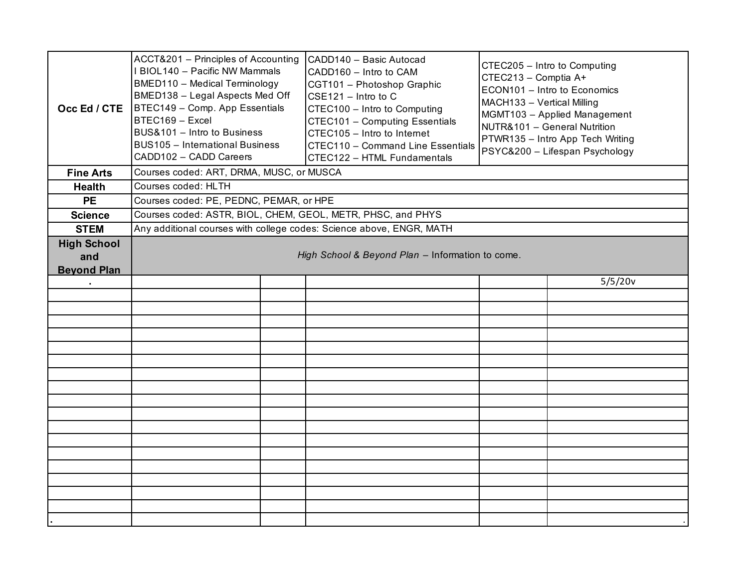| | | | |
|---|---|---|---|
| **Occ Ed / CTE** | ACCT&201 – Principles of Accounting<br>I BIOL140 – Pacific NW Mammals<br>BMED110 – Medical Terminology<br>BMED138 – Legal Aspects Med Off<br>BTEC149 – Comp. App Essentials<br>BTEC169 – Excel<br>BUS&101 – Intro to Business<br>BUS105 – International Business<br>CADD102 – CADD Careers | CADD140 – Basic Autocad<br>CADD160 – Intro to CAM<br>CGT101 – Photoshop Graphic<br>CSE121 – Intro to C<br>CTEC100 – Intro to Computing<br>CTEC101 – Computing Essentials<br>CTEC105 – Intro to Internet<br>CTEC110 – Command Line Essentials<br>CTEC122 – HTML Fundamentals | CTEC205 – Intro to Computing<br>CTEC213 – Comptia A+<br>ECON101 – Intro to Economics<br>MACH133 – Vertical Milling<br>MGMT103 – Applied Management<br>NUTR&101 – General Nutrition<br>PTWR135 – Intro App Tech Writing<br>PSYC&200 – Lifespan Psychology |
| **Fine Arts** | Courses coded: ART, DRMA, MUSC, or MUSCA | | |
| **Health** | Courses coded: HLTH | | |
| **PE** | Courses coded: PE, PEDNC, PEMAR, or HPE | | |
| **Science** | Courses coded: ASTR, BIOL, CHEM, GEOL, METR, PHSC, and PHYS | | |
| **STEM** | Any additional courses with college codes: Science above, ENGR, MATH | | |
| **High School and Beyond Plan** | *High School & Beyond Plan* – Information to come. | | |

5/5/20v